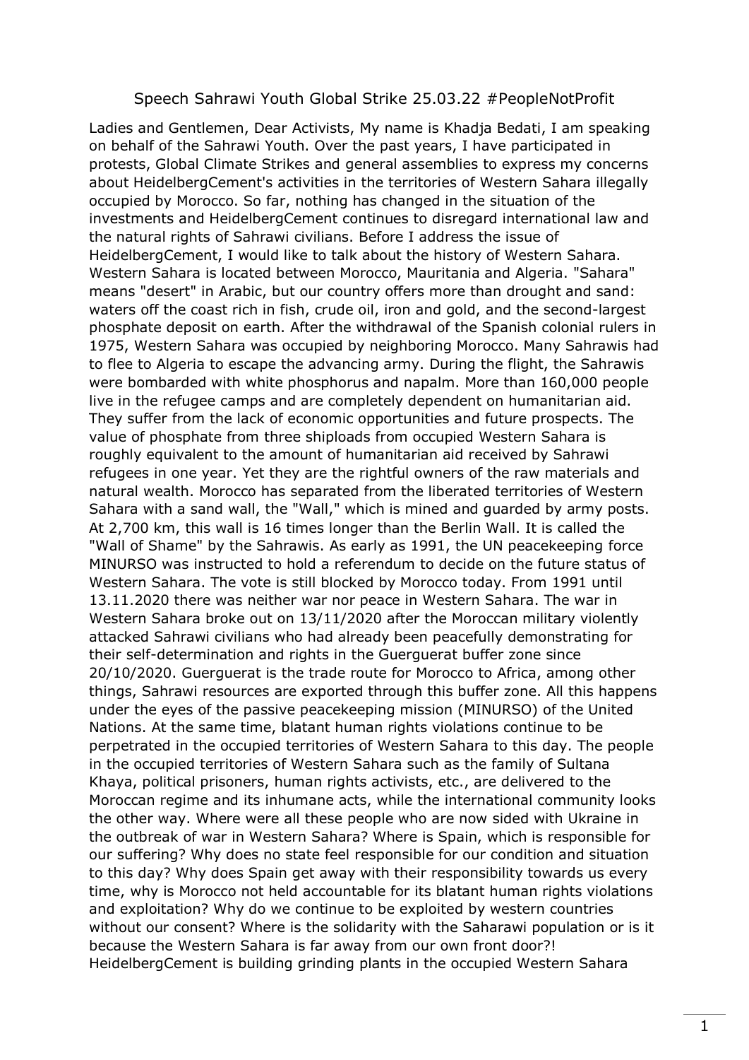# Speech Sahrawi Youth Global Strike 25.03.22 #PeopleNotProfit

Ladies and Gentlemen, Dear Activists, My name is Khadja Bedati, I am speaking on behalf of the Sahrawi Youth. Over the past years, I have participated in protests, Global Climate Strikes and general assemblies to express my concerns about HeidelbergCement's activities in the territories of Western Sahara illegally occupied by Morocco. So far, nothing has changed in the situation of the investments and HeidelbergCement continues to disregard international law and the natural rights of Sahrawi civilians. Before I address the issue of HeidelbergCement, I would like to talk about the history of Western Sahara. Western Sahara is located between Morocco, Mauritania and Algeria. "Sahara" means "desert" in Arabic, but our country offers more than drought and sand: waters off the coast rich in fish, crude oil, iron and gold, and the second-largest phosphate deposit on earth. After the withdrawal of the Spanish colonial rulers in 1975, Western Sahara was occupied by neighboring Morocco. Many Sahrawis had to flee to Algeria to escape the advancing army. During the flight, the Sahrawis were bombarded with white phosphorus and napalm. More than 160,000 people live in the refugee camps and are completely dependent on humanitarian aid. They suffer from the lack of economic opportunities and future prospects. The value of phosphate from three shiploads from occupied Western Sahara is roughly equivalent to the amount of humanitarian aid received by Sahrawi refugees in one year. Yet they are the rightful owners of the raw materials and natural wealth. Morocco has separated from the liberated territories of Western Sahara with a sand wall, the "Wall," which is mined and guarded by army posts. At 2,700 km, this wall is 16 times longer than the Berlin Wall. It is called the "Wall of Shame" by the Sahrawis. As early as 1991, the UN peacekeeping force MINURSO was instructed to hold a referendum to decide on the future status of Western Sahara. The vote is still blocked by Morocco today. From 1991 until 13.11.2020 there was neither war nor peace in Western Sahara. The war in Western Sahara broke out on 13/11/2020 after the Moroccan military violently attacked Sahrawi civilians who had already been peacefully demonstrating for their self-determination and rights in the Guerguerat buffer zone since 20/10/2020. Guerguerat is the trade route for Morocco to Africa, among other things, Sahrawi resources are exported through this buffer zone. All this happens under the eyes of the passive peacekeeping mission (MINURSO) of the United Nations. At the same time, blatant human rights violations continue to be perpetrated in the occupied territories of Western Sahara to this day. The people in the occupied territories of Western Sahara such as the family of Sultana Khaya, political prisoners, human rights activists, etc., are delivered to the Moroccan regime and its inhumane acts, while the international community looks the other way. Where were all these people who are now sided with Ukraine in the outbreak of war in Western Sahara? Where is Spain, which is responsible for our suffering? Why does no state feel responsible for our condition and situation to this day? Why does Spain get away with their responsibility towards us every time, why is Morocco not held accountable for its blatant human rights violations and exploitation? Why do we continue to be exploited by western countries without our consent? Where is the solidarity with the Saharawi population or is it because the Western Sahara is far away from our own front door?! HeidelbergCement is building grinding plants in the occupied Western Sahara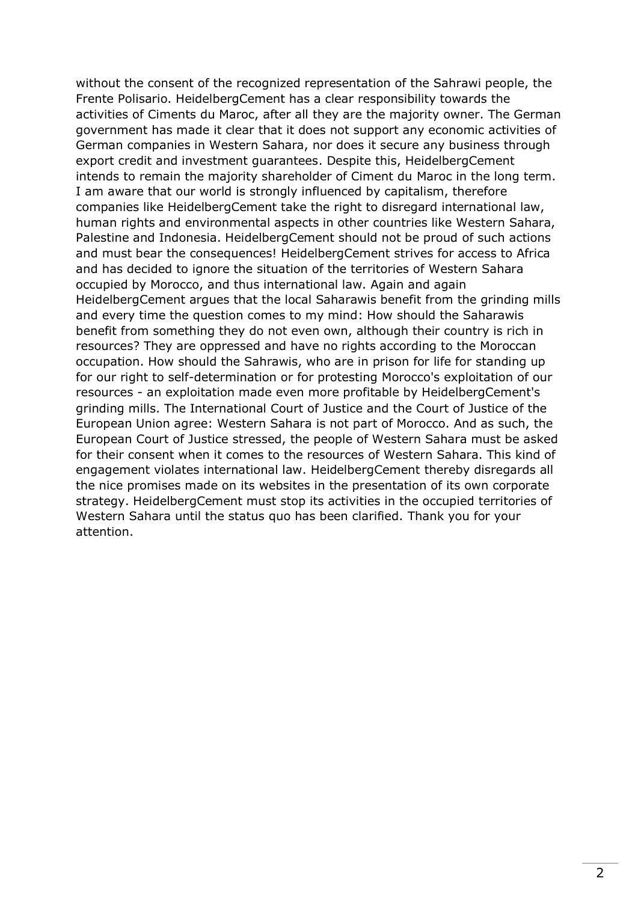without the consent of the recognized representation of the Sahrawi people, the Frente Polisario. HeidelbergCement has a clear responsibility towards the activities of Ciments du Maroc, after all they are the majority owner. The German government has made it clear that it does not support any economic activities of German companies in Western Sahara, nor does it secure any business through export credit and investment guarantees. Despite this, HeidelbergCement intends to remain the majority shareholder of Ciment du Maroc in the long term. I am aware that our world is strongly influenced by capitalism, therefore companies like HeidelbergCement take the right to disregard international law, human rights and environmental aspects in other countries like Western Sahara, Palestine and Indonesia. HeidelbergCement should not be proud of such actions and must bear the consequences! HeidelbergCement strives for access to Africa and has decided to ignore the situation of the territories of Western Sahara occupied by Morocco, and thus international law. Again and again HeidelbergCement argues that the local Saharawis benefit from the grinding mills and every time the question comes to my mind: How should the Saharawis benefit from something they do not even own, although their country is rich in resources? They are oppressed and have no rights according to the Moroccan occupation. How should the Sahrawis, who are in prison for life for standing up for our right to self-determination or for protesting Morocco's exploitation of our resources - an exploitation made even more profitable by HeidelbergCement's grinding mills. The International Court of Justice and the Court of Justice of the European Union agree: Western Sahara is not part of Morocco. And as such, the European Court of Justice stressed, the people of Western Sahara must be asked for their consent when it comes to the resources of Western Sahara. This kind of engagement violates international law. HeidelbergCement thereby disregards all the nice promises made on its websites in the presentation of its own corporate strategy. HeidelbergCement must stop its activities in the occupied territories of Western Sahara until the status quo has been clarified. Thank you for your attention.